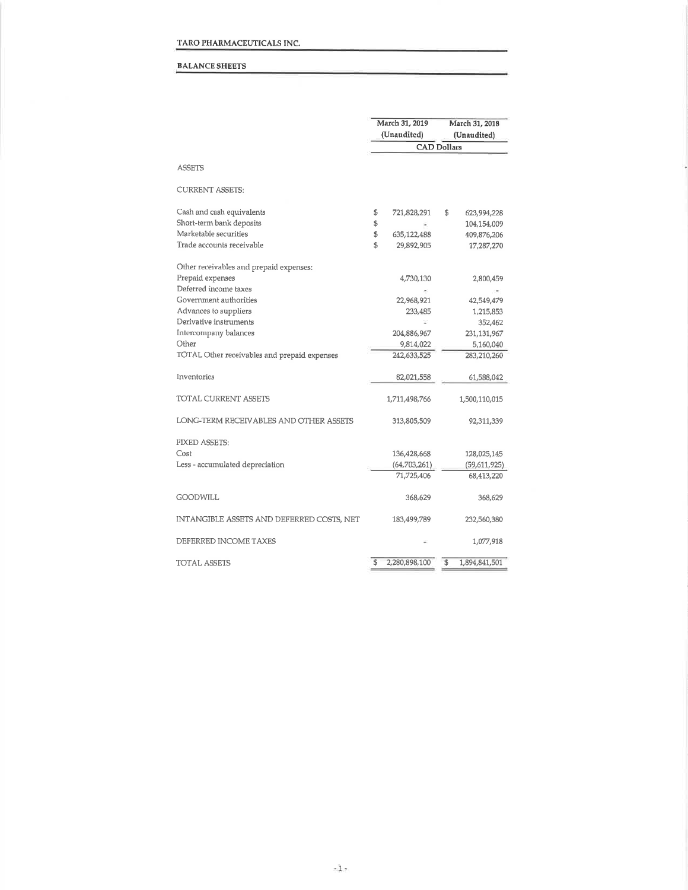TARO PHARMACEUTICALS INC.

## BALANCE SHEETS

| | March 31, 2019 (Unaudited) | March 31, 2018 (Unaudited) |
|---|---|---|
| | CAD Dollars | |
| ASSETS | | |
| CURRENT ASSETS: | | |
| Cash and cash equivalents | $ 721,828,291 | $ 623,994,228 |
| Short-term bank deposits | $ - | 104,154,009 |
| Marketable securities | $ 635,122,488 | 409,876,206 |
| Trade accounts receivable | $ 29,892,905 | 17,287,270 |
| Other receivables and prepaid expenses: | | |
| Prepaid expenses | 4,730,130 | 2,800,459 |
| Deferred income taxes | - | - |
| Government authorities | 22,968,921 | 42,549,479 |
| Advances to suppliers | 233,485 | 1,215,853 |
| Derivative instruments | - | 352,462 |
| Intercompany balances | 204,886,967 | 231,131,967 |
| Other | 9,814,022 | 5,160,040 |
| TOTAL Other receivables and prepaid expenses | 242,633,525 | 283,210,260 |
| Inventories | 82,021,558 | 61,588,042 |
| TOTAL CURRENT ASSETS | 1,711,498,766 | 1,500,110,015 |
| LONG-TERM RECEIVABLES AND OTHER ASSETS | 313,805,509 | 92,311,339 |
| FIXED ASSETS: | | |
| Cost | 136,428,668 | 128,025,145 |
| Less - accumulated depreciation | (64,703,261) | (59,611,925) |
| | 71,725,406 | 68,413,220 |
| GOODWILL | 368,629 | 368,629 |
| INTANGIBLE ASSETS AND DEFERRED COSTS, NET | 183,499,789 | 232,560,380 |
| DEFERRED INCOME TAXES | - | 1,077,918 |
| TOTAL ASSETS | $ 2,280,898,100 | $ 1,894,841,501 |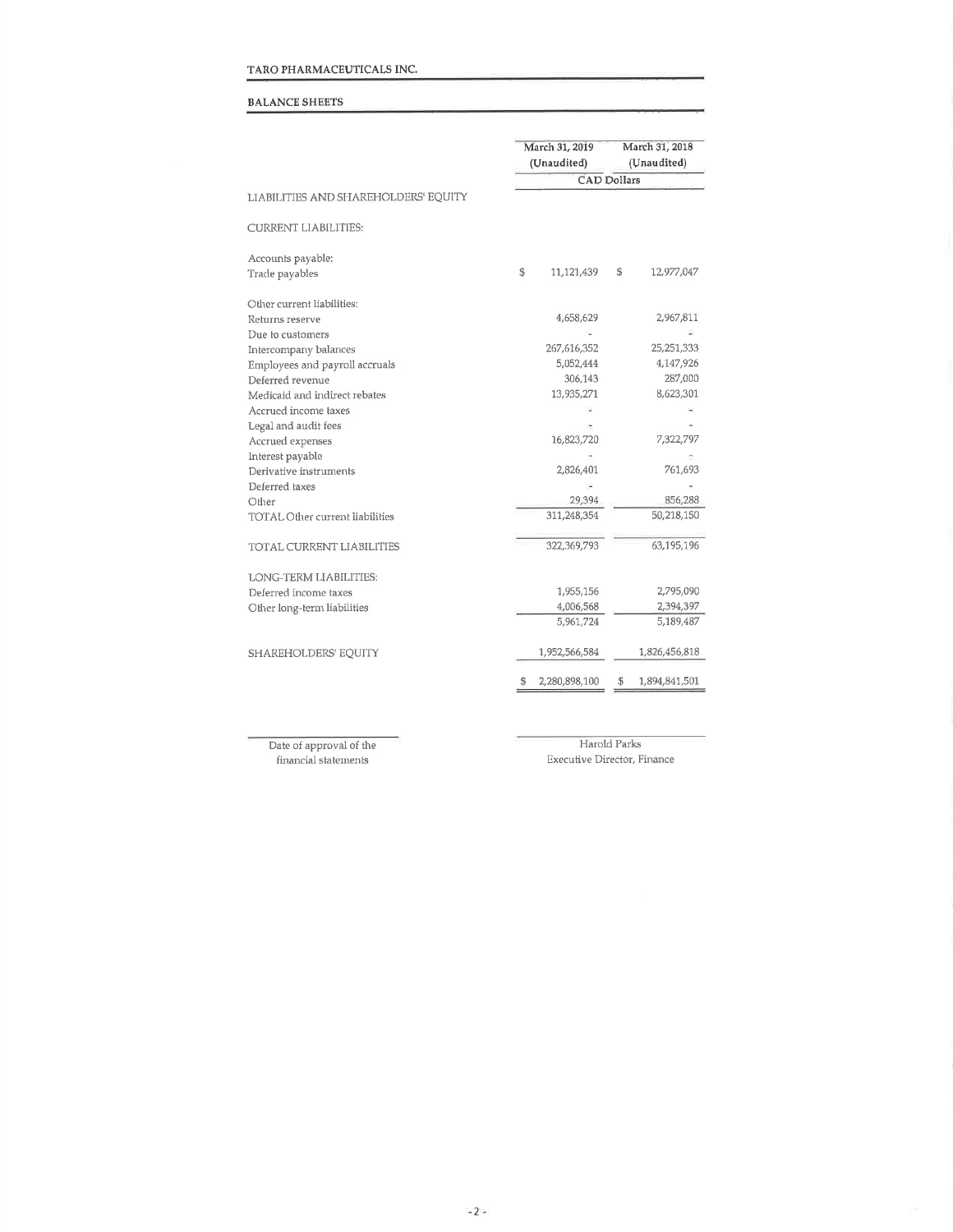TARO PHARMACEUTICALS INC.

**BALANCE SHEETS**

| | March 31, 2019 (Unaudited) | March 31, 2018 (Unaudited) |
|---|---|---|
| | CAD Dollars | |
| LIABILITIES AND SHAREHOLDERS' EQUITY | | |
| CURRENT LIABILITIES: | | |
| Accounts payable: | | |
| Trade payables | $ 11,121,439 | $ 12,977,047 |
| Other current liabilities: | | |
| Returns reserve | 4,658,629 | 2,967,811 |
| Due to customers | - | - |
| Intercompany balances | 267,616,352 | 25,251,333 |
| Employees and payroll accruals | 5,052,444 | 4,147,926 |
| Deferred revenue | 306,143 | 287,000 |
| Medicaid and indirect rebates | 13,935,271 | 8,623,301 |
| Accrued income taxes | - | - |
| Legal and audit fees | - | - |
| Accrued expenses | 16,823,720 | 7,322,797 |
| Interest payable | - | - |
| Derivative instruments | 2,826,401 | 761,693 |
| Deferred taxes | - | - |
| Other | 29,394 | 856,288 |
| TOTAL Other current liabilities | 311,248,354 | 50,218,150 |
| TOTAL CURRENT LIABILITIES | 322,369,793 | 63,195,196 |
| LONG-TERM LIABILITIES: | | |
| Deferred income taxes | 1,955,156 | 2,795,090 |
| Other long-term liabilities | 4,006,568 | 2,394,397 |
| | 5,961,724 | 5,189,487 |
| SHAREHOLDERS' EQUITY | 1,952,566,584 | 1,826,456,818 |
| | $ 2,280,898,100 | $ 1,894,841,501 |

Date of approval of the financial statements

Harold Parks
Executive Director, Finance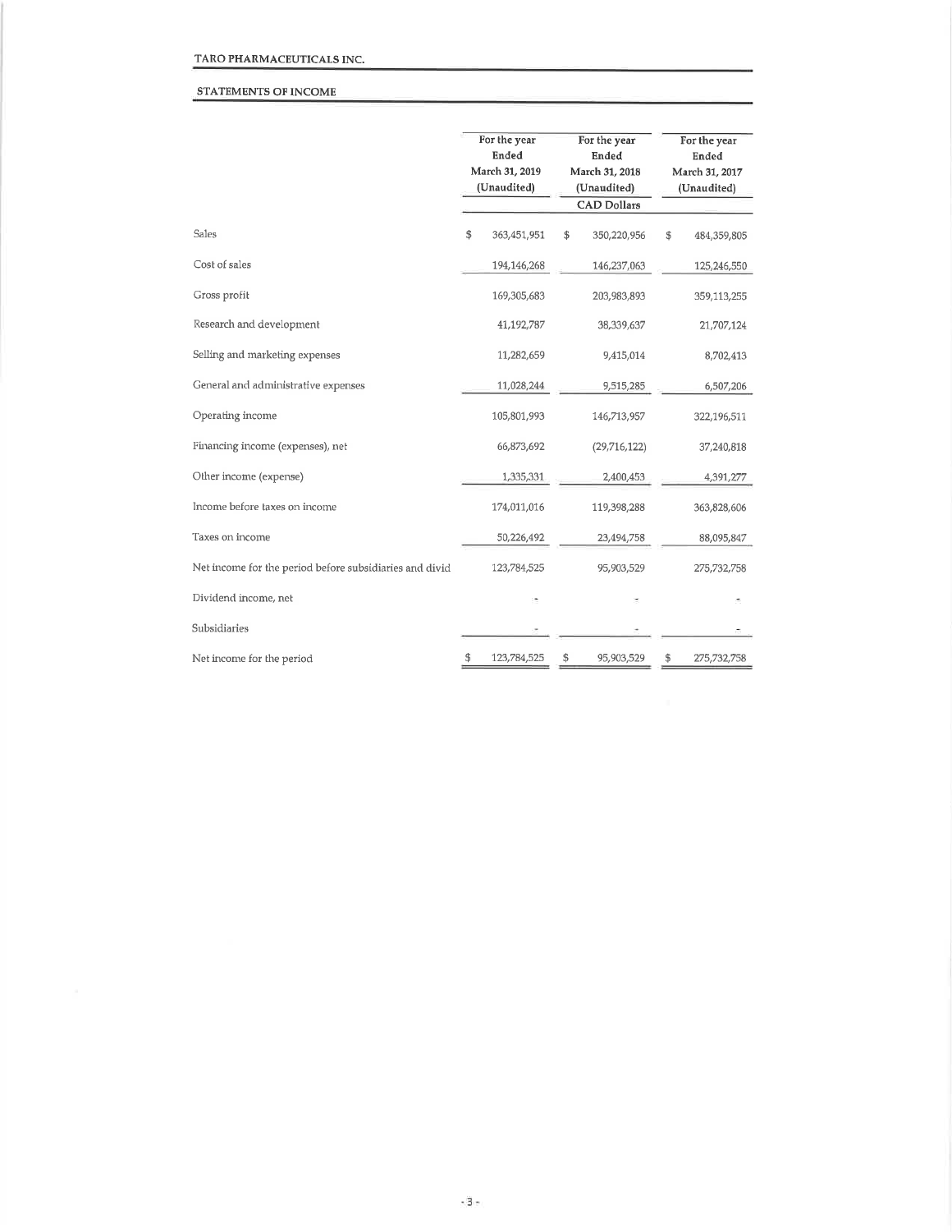TARO PHARMACEUTICALS INC.

STATEMENTS OF INCOME

| | For the year Ended March 31, 2019 (Unaudited) | For the year Ended March 31, 2018 (Unaudited) | For the year Ended March 31, 2017 (Unaudited) |
|---|---|---|---|
| | | CAD Dollars | |
| Sales | $ 363,451,951 | $ 350,220,956 | $ 484,359,805 |
| Cost of sales | 194,146,268 | 146,237,063 | 125,246,550 |
| Gross profit | 169,305,683 | 203,983,893 | 359,113,255 |
| Research and development | 41,192,787 | 38,339,637 | 21,707,124 |
| Selling and marketing expenses | 11,282,659 | 9,415,014 | 8,702,413 |
| General and administrative expenses | 11,028,244 | 9,515,285 | 6,507,206 |
| Operating income | 105,801,993 | 146,713,957 | 322,196,511 |
| Financing income (expenses), net | 66,873,692 | (29,716,122) | 37,240,818 |
| Other income (expense) | 1,335,331 | 2,400,453 | 4,391,277 |
| Income before taxes on income | 174,011,016 | 119,398,288 | 363,828,606 |
| Taxes on income | 50,226,492 | 23,494,758 | 88,095,847 |
| Net income for the period before subsidiaries and divid | 123,784,525 | 95,903,529 | 275,732,758 |
| Dividend income, net | - | - | - |
| Subsidiaries | - | - | - |
| Net income for the period | $ 123,784,525 | $ 95,903,529 | $ 275,732,758 |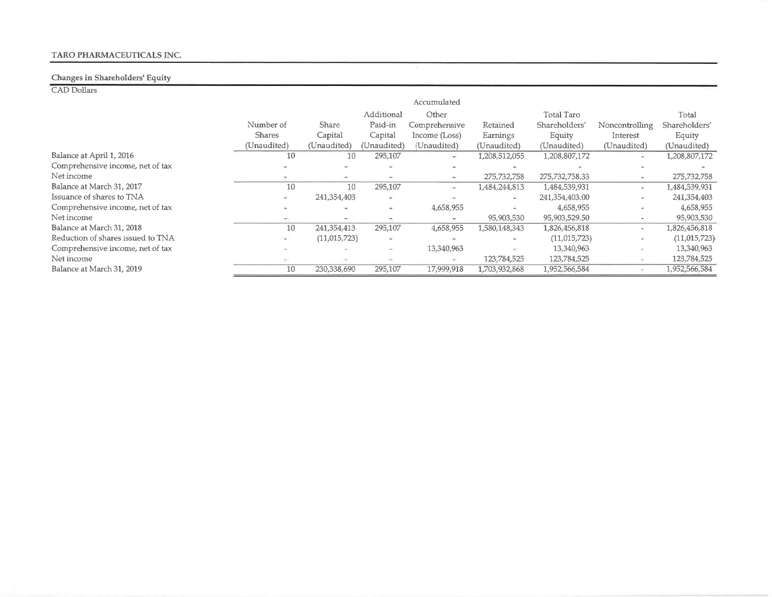TARO PHARMACEUTICALS INC.

**Changes in Shareholders' Equity**

CAD Dollars

| | Number of Shares (Unaudited) | Share Capital (Unaudited) | Additional Paid-in Capital (Unaudited) | Accumulated Other Comprehensive Income (Loss) (Unaudited) | Retained Earnings (Unaudited) | Total Taro Shareholders' Equity (Unaudited) | Noncontrolling Interest (Unaudited) | Total Shareholders' Equity (Unaudited) |
|---|---|---|---|---|---|---|---|---|
| Balance at April 1, 2016 | 10 | 10 | 295,107 | - | 1,208,512,055 | 1,208,807,172 | - | 1,208,807,172 |
| Comprehensive income, net of tax | - | - | - | - | - | - | - | - |
| Net income | - | - | - | - | 275,732,758 | 275,732,758.33 | - | 275,732,758 |
| Balance at March 31, 2017 | 10 | 10 | 295,107 | - | 1,484,244,813 | 1,484,539,931 | - | 1,484,539,931 |
| Issuance of shares to TNA | - | 241,354,403 | - | - | - | 241,354,403.00 | - | 241,354,403 |
| Comprehensive income, net of tax | - | - | - | 4,658,955 | - | 4,658,955 | - | 4,658,955 |
| Net income | - | - | - | - | 95,903,530 | 95,903,529.50 | - | 95,903,530 |
| Balance at March 31, 2018 | 10 | 241,354,413 | 295,107 | 4,658,955 | 1,580,148,343 | 1,826,456,818 | - | 1,826,456,818 |
| Reduction of shares issued to TNA | - | (11,015,723) | - | - | - | (11,015,723) | - | (11,015,723) |
| Comprehensive income, net of tax | - | - | - | 13,340,963 | - | 13,340,963 | - | 13,340,963 |
| Net income | - | - | - | - | 123,784,525 | 123,784,525 | - | 123,784,525 |
| Balance at March 31, 2019 | 10 | 230,338,690 | 295,107 | 17,999,918 | 1,703,932,868 | 1,952,566,584 | - | 1,952,566,584 |